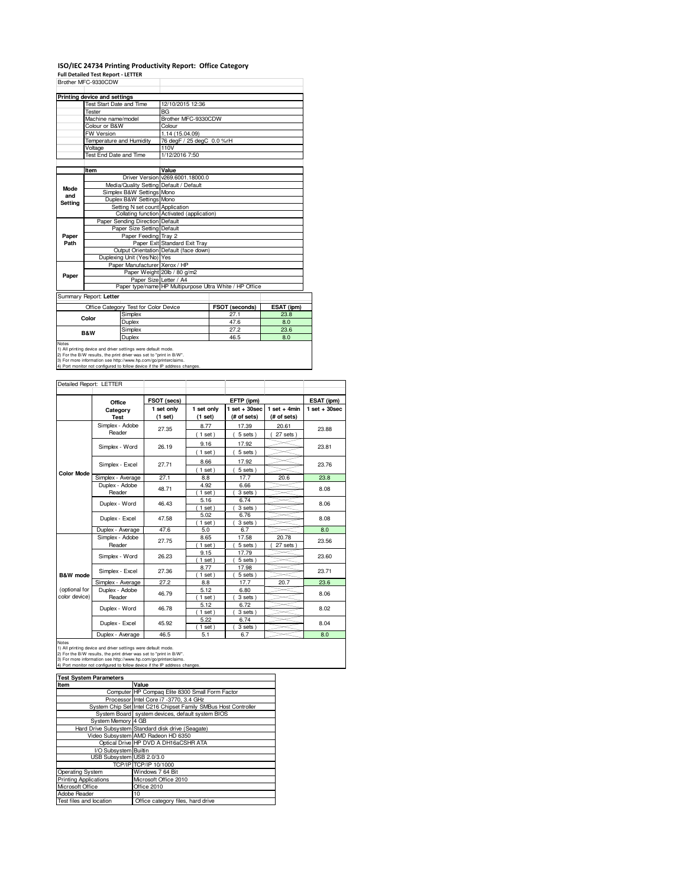# ISO/IEC 24734 Printing Productivity Report: Office Category

**Full Detailed Test Report - LETTER**

Brother MFC-9330CDW

| Printing device and settings | |
|---|---|
| Test Start Date and Time | 12/10/2015 12:36 |
| Tester | BG |
| Machine name/model | Brother MFC-9330CDW |
| Colour or B&W | Colour |
| FW Version | 1.14 (15.04.09) |
| Temperature and Humidity | 76 degF / 25 degC 0.0 %rH |
| Voltage | 110V |
| Test End Date and Time | 1/12/2016 7:50 |

| | Item | Value |
|---|---|---|
| Mode and Setting | Driver Version | v269.6001.18000.0 |
| | Media/Quality Setting | Default / Default |
| | Simplex B&W Settings | Mono |
| | Duplex B&W Settings | Mono |
| | Setting N set count | Application |
| | Collating function | Activated (application) |
| Paper Path | Paper Sending Direction | Default |
| | Paper Size Setting | Default |
| | Paper Feeding | Tray 2 |
| | Paper Exit | Standard Exit Tray |
| | Output Orientation | Default (face down) |
| | Duplexing Unit (Yes/No) | Yes |
| Paper | Paper Manufacturer | Xerox / HP |
| | Paper Weight | 20lb / 80 g/m2 |
| | Paper Size | Letter / A4 |
| | Paper type/name | HP Multipurpose Ultra White / HP Office |

Summary Report: **Letter**

| Office Category Test for Color Device | | FSOT (seconds) | ESAT (ipm) |
|---|---|---|---|
| Color | Simplex | 27.1 | 23.8 |
| | Duplex | 47.6 | 8.0 |
| B&W | Simplex | 27.2 | 23.6 |
| | Duplex | 46.5 | 8.0 |

Notes
1) All printing device and driver settings were default mode.
2) For the B/W results, the print driver was set to "print in B/W".
3) For more information see http://www.hp.com/go/printerclaims.
4) Port monitor not configured to follow device if the IP address changes.

Detailed Report: LETTER

| | Office Category Test | FSOT (secs) 1 set only (1 set) | EFTP (ipm) 1 set only (1 set) | EFTP (ipm) 1 set + 30sec (# of sets) | EFTP (ipm) 1 set + 4min (# of sets) | ESAT (ipm) 1 set + 30sec |
|---|---|---|---|---|---|---|
| Color Mode | Simplex - Adobe Reader | 27.35 | 8.77 (1 set) | 17.39 (5 sets) | 20.61 (27 sets) | 23.88 |
| | Simplex - Word | 26.19 | 9.16 (1 set) | 17.92 (5 sets) | | 23.81 |
| | Simplex - Excel | 27.71 | 8.66 (1 set) | 17.92 (5 sets) | | 23.76 |
| | Simplex - Average | 27.1 | 8.8 | 17.7 | 20.6 | 23.8 |
| | Duplex - Adobe Reader | 48.71 | 4.92 (1 set) | 6.66 (3 sets) | | 8.08 |
| | Duplex - Word | 46.43 | 5.16 (1 set) | 6.74 (3 sets) | | 8.06 |
| | Duplex - Excel | 47.58 | 5.02 (1 set) | 6.76 (3 sets) | | 8.08 |
| | Duplex - Average | 47.6 | 5.0 | 6.7 | | 8.0 |
| B&W mode (optional for color device) | Simplex - Adobe Reader | 27.75 | 8.65 (1 set) | 17.58 (5 sets) | 20.78 (27 sets) | 23.56 |
| | Simplex - Word | 26.23 | 9.15 (1 set) | 17.79 (5 sets) | | 23.60 |
| | Simplex - Excel | 27.36 | 8.77 (1 set) | 17.98 (5 sets) | | 23.71 |
| | Simplex - Average | 27.2 | 8.8 | 17.7 | 20.7 | 23.6 |
| | Duplex - Adobe Reader | 46.79 | 5.12 (1 set) | 6.80 (3 sets) | | 8.06 |
| | Duplex - Word | 46.78 | 5.12 (1 set) | 6.72 (3 sets) | | 8.02 |
| | Duplex - Excel | 45.92 | 5.22 (1 set) | 6.74 (3 sets) | | 8.04 |
| | Duplex - Average | 46.5 | 5.1 | 6.7 | | 8.0 |

Notes
1) All printing device and driver settings were default mode.
2) For the B/W results, the print driver was set to "print in B/W".
3) For more information see http://www.hp.com/go/printerclaims.
4) Port monitor not configured to follow device if the IP address changes.

| Test System Parameters | |
|---|---|
| **Item** | **Value** |
| Computer | HP Compaq Elite 8300 Small Form Factor |
| Processor | Intel Core i7 -3770, 3.4 GHz |
| System Chip Set | Intel C216 Chipset Family SMBus Host Controller |
| System Board | system devices, default system BIOS |
| System Memory | 4 GB |
| Hard Drive Subsystem | Standard disk drive (Seagate) |
| Video Subsystem | AMD Radeon HD 6350 |
| Optical Drive | HP DVD A DH16aCSHR ATA |
| I/O Subsystem | Builtin |
| USB Subsystem | USB 2.0/3.0 |
| TCP/IP | TCP/IP 10/1000 |
| Operating System | Windows 7 64 Bit |
| Printing Applications | Microsoft Office 2010 |
| Microsoft Office | Office 2010 |
| Adobe Reader | 10 |
| Test files and location | Office category files, hard drive |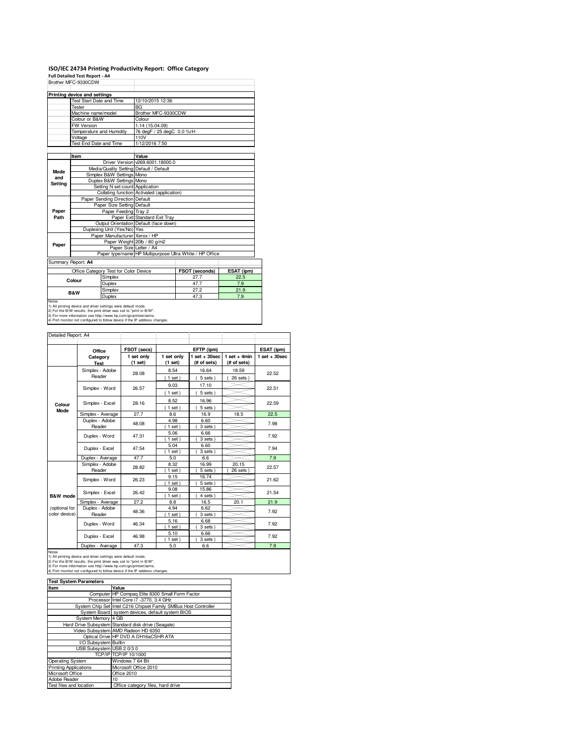## ISO/IEC 24734 Printing Productivity Report: Office Category

**Full Detailed Test Report - A4**

Brother MFC-9330CDW

| Printing device and settings | |
|---|---|
| Test Start Date and Time | 12/10/2015 12:36 |
| Tester | BG |
| Machine name/model | Brother MFC-9330CDW |
| Colour or B&W | Colour |
| FW Version | 1.14 (15.04.09) |
| Temperature and Humidity | 76 degF / 25 degC 0.0 %rH |
| Voltage | 110V |
| Test End Date and Time | 1/12/2016 7:50 |

| | Item | Value |
|---|---|---|
| Mode and Setting | Driver Version | v269.6001.18000.0 |
| | Media/Quality Setting | Default / Default |
| | Simplex B&W Settings | Mono |
| | Duplex B&W Settings | Mono |
| | Setting N set count | Application |
| | Collating function | Activated (application) |
| Paper Path | Paper Sending Direction | Default |
| | Paper Size Setting | Default |
| | Paper Feeding | Tray 2 |
| | Paper Exit | Standard Exit Tray |
| | Output Orientation | Default (face down) |
| | Duplexing Unit (Yes/No) | Yes |
| Paper | Paper Manufacturer | Xerox / HP |
| | Paper Weight | 20lb / 80 g/m2 |
| | Paper Size | Letter / A4 |
| | Paper type/name | HP Multipurpose Ultra White / HP Office |

Summary Report: **A4**

| Office Category Test for Color Device | | FSOT (seconds) | ESAT (ipm) |
|---|---|---|---|
| Colour | Simplex | 27.7 | 22.5 |
| | Duplex | 47.7 | 7.9 |
| B&W | Simplex | 27.2 | 21.9 |
| | Duplex | 47.3 | 7.9 |

Notes
1) All printing device and driver settings were default mode.
2) For the B/W results, the print driver was set to "print in B/W".
3) For more information see http://www.hp.com/go/printerclaims.
4) Port monitor not configured to follow device if the IP address changes.

Detailed Report: A4

| | Office Category Test | FSOT (secs) 1 set only (1 set) | EFTP (ipm) 1 set only (1 set) | EFTP (ipm) 1 set + 30sec (# of sets) | EFTP (ipm) 1 set + 4min (# of sets) | ESAT (ipm) 1 set + 30sec |
|---|---|---|---|---|---|---|
| Colour Mode | Simplex - Adobe Reader | 28.08 | 8.54 (1 set) | 16.64 (5 sets) | 18.59 (26 sets) | 22.52 |
| | Simplex - Word | 26.57 | 9.03 (1 set) | 17.10 (5 sets) | | 22.51 |
| | Simplex - Excel | 28.16 | 8.52 (1 set) | 16.96 (5 sets) | | 22.59 |
| | Simplex - Average | 27.7 | 8.6 | 16.9 | 18.5 | 22.5 |
| | Duplex - Adobe Reader | 48.08 | 4.98 (1 set) | 6.60 (3 sets) | | 7.98 |
| | Duplex - Word | 47.31 | 5.06 (1 set) | 6.66 (3 sets) | | 7.92 |
| | Duplex - Excel | 47.54 | 5.04 (1 set) | 6.60 (3 sets) | | 7.94 |
| | Duplex - Average | 47.7 | 5.0 | 6.6 | | 7.9 |
| B&W mode (optional for color device) | Simplex - Adobe Reader | 28.82 | 8.32 (1 set) | 16.99 (5 sets) | 20.15 (26 sets) | 22.57 |
| | Simplex - Word | 26.23 | 9.15 (1 set) | 16.74 (5 sets) | | 21.62 |
| | Simplex - Excel | 26.42 | 9.08 (1 set) | 15.86 (4 sets) | | 21.54 |
| | Simplex - Average | 27.2 | 8.8 | 16.5 | 20.1 | 21.9 |
| | Duplex - Adobe Reader | 48.36 | 4.94 (1 set) | 6.62 (3 sets) | | 7.92 |
| | Duplex - Word | 46.34 | 5.16 (1 set) | 6.68 (3 sets) | | 7.92 |
| | Duplex - Excel | 46.98 | 5.10 (1 set) | 6.66 (3 sets) | | 7.92 |
| | Duplex - Average | 47.3 | 5.0 | 6.6 | | 7.9 |

Notes
1) All printing device and driver settings were default mode.
2) For the B/W results, the print driver was set to "print in B/W".
3) For more information see http://www.hp.com/go/printerclaims.
4) Port monitor not configured to follow device if the IP address changes.

| Test System Parameters | |
|---|---|
| **Item** | **Value** |
| Computer | HP Compaq Elite 8300 Small Form Factor |
| Processor | Intel Core i7 -3770, 3.4 GHz |
| System Chip Set | Intel C216 Chipset Family SMBus Host Controller |
| System Board | system devices, default system BIOS |
| System Memory | 4 GB |
| Hard Drive Subsystem | Standard disk drive (Seagate) |
| Video Subsystem | AMD Radeon HD 6350 |
| Optical Drive | HP DVD A DH16aCSHR ATA |
| I/O Subsystem | Builtin |
| USB Subsystem | USB 2.0/3.0 |
| TCP/IP | TCP/IP 10/1000 |
| Operating System | Windows 7 64 Bit |
| Printing Applications | Microsoft Office 2010 |
| Microsoft Office | Office 2010 |
| Adobe Reader | 10 |
| Test files and location | Office category files, hard drive |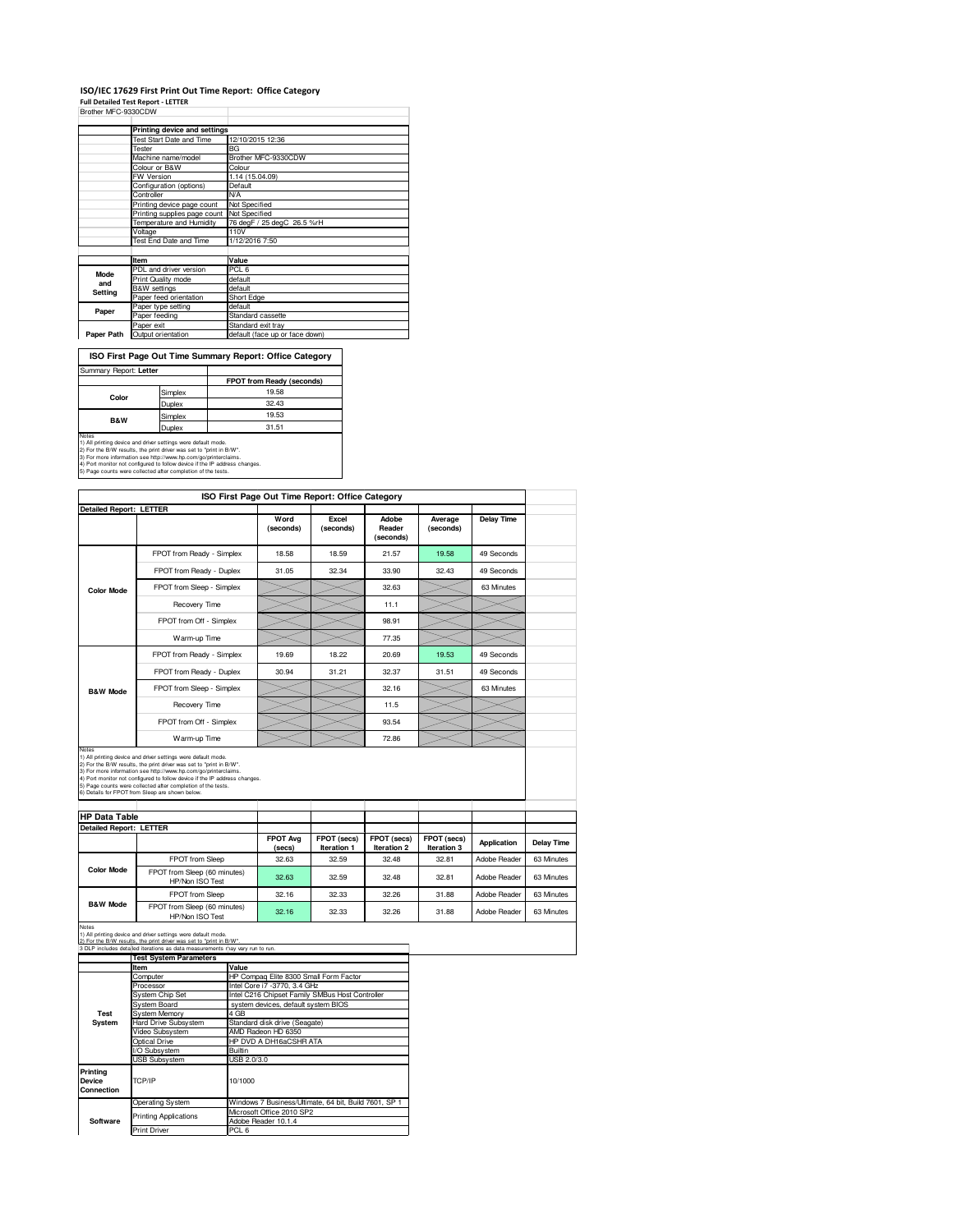# ISO/IEC 17629 First Print Out Time Report: Office Category

**Full Detailed Test Report - LETTER**

Brother MFC-9330CDW

| | | |
|---|---|---|
| | **Printing device and settings** | |
| | Test Start Date and Time | 12/10/2015 12:36 |
| | Tester | BG |
| | Machine name/model | Brother MFC-9330CDW |
| | Colour or B&W | Colour |
| | FW Version | 1.14 (15.04.09) |
| | Configuration (options) | Default |
| | Controller | N/A |
| | Printing device page count | Not Specified |
| | Printing supplies page count | Not Specified |
| | Temperature and Humidity | 76 degF / 25 degC 26.5 %rH |
| | Voltage | 110V |
| | Test End Date and Time | 1/12/2016 7:50 |

| | Item | Value |
|---|---|---|
| Mode and Setting | PDL and driver version | PCL 6 |
| | Print Quality mode | default |
| | B&W settings | default |
| | Paper feed orientation | Short Edge |
| Paper | Paper type setting | default |
| | Paper feeding | Standard cassette |
| | Paper exit | Standard exit tray |
| Paper Path | Output orientation | default (face up or face down) |

## ISO First Page Out Time Summary Report: Office Category

| Summary Report: **Letter** | | |
|---|---|---|
| | | **FPOT from Ready (seconds)** |
| **Color** | Simplex | 19.58 |
| | Duplex | 32.43 |
| **B&W** | Simplex | 19.53 |
| | Duplex | 31.51 |

Notes
1) All printing device and driver settings were default mode.
2) For the B/W results, the print driver was set to "print in B/W".
3) For more information see http://www.hp.com/go/printerclaims.
4) Port monitor not configured to follow device if the IP address changes.
5) Page counts were collected after completion of the tests.

## ISO First Page Out Time Report: Office Category

| Detailed Report: LETTER | | Word (seconds) | Excel (seconds) | Adobe Reader (seconds) | Average (seconds) | Delay Time |
|---|---|---|---|---|---|---|
| **Color Mode** | FPOT from Ready - Simplex | 18.58 | 18.59 | 21.57 | 19.58 | 49 Seconds |
| | FPOT from Ready - Duplex | 31.05 | 32.34 | 33.90 | 32.43 | 49 Seconds |
| | FPOT from Sleep - Simplex | | | 32.63 | | 63 Minutes |
| | Recovery Time | | | 11.1 | | |
| | FPOT from Off - Simplex | | | 98.91 | | |
| | Warm-up Time | | | 77.35 | | |
| **B&W Mode** | FPOT from Ready - Simplex | 19.69 | 18.22 | 20.69 | 19.53 | 49 Seconds |
| | FPOT from Ready - Duplex | 30.94 | 31.21 | 32.37 | 31.51 | 49 Seconds |
| | FPOT from Sleep - Simplex | | | 32.16 | | 63 Minutes |
| | Recovery Time | | | 11.5 | | |
| | FPOT from Off - Simplex | | | 93.54 | | |
| | Warm-up Time | | | 72.86 | | |

Notes
1) All printing device and driver settings were default mode.
2) For the B/W results, the print driver was set to "print in B/W".
3) For more information see http://www.hp.com/go/printerclaims.
4) Port monitor not configured to follow device if the IP address changes.
5) Page counts were collected after completion of the tests.
6) Details for FPOT from Sleep are shown below.

## HP Data Table

| Detailed Report: LETTER | | FPOT Avg (secs) | FPOT (secs) Iteration 1 | FPOT (secs) Iteration 2 | FPOT (secs) Iteration 3 | Application | Delay Time |
|---|---|---|---|---|---|---|---|
| **Color Mode** | FPOT from Sleep | 32.63 | 32.59 | 32.48 | 32.81 | Adobe Reader | 63 Minutes |
| | FPOT from Sleep (60 minutes) HP/Non ISO Test | 32.63 | 32.59 | 32.48 | 32.81 | Adobe Reader | 63 Minutes |
| **B&W Mode** | FPOT from Sleep | 32.16 | 32.33 | 32.26 | 31.88 | Adobe Reader | 63 Minutes |
| | FPOT from Sleep (60 minutes) HP/Non ISO Test | 32.16 | 32.33 | 32.26 | 31.88 | Adobe Reader | 63 Minutes |

Notes
1) All printing device and driver settings were default mode.
2) For the B/W results, the print driver was set to "print in B/W".
3 DLP includes detailed iterations as data measurements may vary run to run.

| | **Test System Parameters** | |
|---|---|---|
| | **Item** | **Value** |
| **Test System** | Computer | HP Compaq Elite 8300 Small Form Factor |
| | Processor | Intel Core i7 -3770, 3.4 GHz |
| | System Chip Set | Intel C216 Chipset Family SMBus Host Controller |
| | System Board | system devices, default system BIOS |
| | System Memory | 4 GB |
| | Hard Drive Subsystem | Standard disk drive (Seagate) |
| | Video Subsystem | AMD Radeon HD 6350 |
| | Optical Drive | HP DVD A DH16aCSHR ATA |
| | I/O Subsystem | Builtin |
| | USB Subsystem | USB 2.0/3.0 |
| **Printing Device Connection** | TCP/IP | 10/1000 |
| **Software** | Operating System | Windows 7 Business/Ultimate, 64 bit, Build 7601, SP 1 |
| | Printing Applications | Microsoft Office 2010 SP2 |
| | | Adobe Reader 10.1.4 |
| | Print Driver | PCL 6 |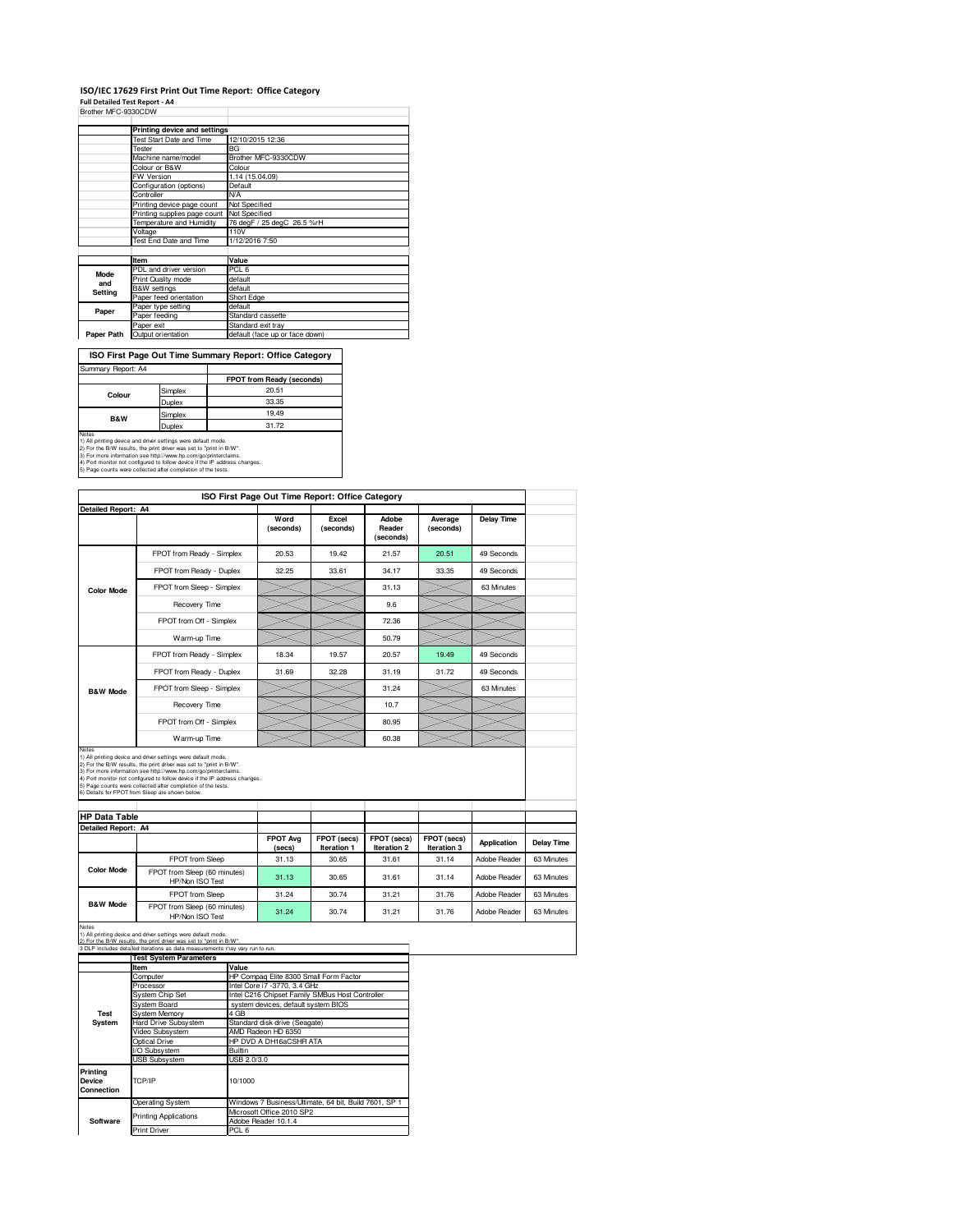# ISO/IEC 17629 First Print Out Time Report: Office Category

**Full Detailed Test Report - A4**

Brother MFC-9330CDW

| | | |
|---|---|---|
| | **Printing device and settings** | |
| | Test Start Date and Time | 12/10/2015 12:36 |
| | Tester | BG |
| | Machine name/model | Brother MFC-9330CDW |
| | Colour or B&W | Colour |
| | FW Version | 1.14 (15.04.09) |
| | Configuration (options) | Default |
| | Controller | N/A |
| | Printing device page count | Not Specified |
| | Printing supplies page count | Not Specified |
| | Temperature and Humidity | 76 degF / 25 degC 26.5 %rH |
| | Voltage | 110V |
| | Test End Date and Time | 1/12/2016 7:50 |

| | Item | Value |
|---|---|---|
| **Mode and Setting** | PDL and driver version | PCL 6 |
| | Print Quality mode | default |
| | B&W settings | default |
| | Paper feed orientation | Short Edge |
| **Paper** | Paper type setting | default |
| | Paper feeding | Standard cassette |
| | Paper exit | Standard exit tray |
| **Paper Path** | Output orientation | default (face up or face down) |

## ISO First Page Out Time Summary Report: Office Category

Summary Report: A4

| | | FPOT from Ready (seconds) |
|---|---|---|
| **Colour** | Simplex | 20.51 |
| | Duplex | 33.35 |
| **B&W** | Simplex | 19.49 |
| | Duplex | 31.72 |

Notes
1) All printing device and driver settings were default mode.
2) For the B/W results, the print driver was set to "print in B/W".
3) For more information see http://www.hp.com/go/printerclaims.
4) Port monitor not configured to follow device if the IP address changes.
5) Page counts were collected after completion of the tests.

## ISO First Page Out Time Report: Office Category

Detailed Report: A4

| | | Word (seconds) | Excel (seconds) | Adobe Reader (seconds) | Average (seconds) | Delay Time |
|---|---|---|---|---|---|---|
| **Color Mode** | FPOT from Ready - Simplex | 20.53 | 19.42 | 21.57 | 20.51 | 49 Seconds |
| | FPOT from Ready - Duplex | 32.25 | 33.61 | 34.17 | 33.35 | 49 Seconds |
| | FPOT from Sleep - Simplex | | | 31.13 | | 63 Minutes |
| | Recovery Time | | | 9.6 | | |
| | FPOT from Off - Simplex | | | 72.36 | | |
| | Warm-up Time | | | 50.79 | | |
| **B&W Mode** | FPOT from Ready - Simplex | 18.34 | 19.57 | 20.57 | 19.49 | 49 Seconds |
| | FPOT from Ready - Duplex | 31.69 | 32.28 | 31.19 | 31.72 | 49 Seconds |
| | FPOT from Sleep - Simplex | | | 31.24 | | 63 Minutes |
| | Recovery Time | | | 10.7 | | |
| | FPOT from Off - Simplex | | | 80.95 | | |
| | Warm-up Time | | | 60.38 | | |

Notes
1) All printing device and driver settings were default mode.
2) For the B/W results, the print driver was set to "print in B/W".
3) For more information see http://www.hp.com/go/printerclaims.
4) Port monitor not configured to follow device if the IP address changes.
5) Page counts were collected after completion of the tests.
6) Details for FPOT from Sleep are shown below.

## HP Data Table

Detailed Report: A4

| | | FPOT Avg (secs) | FPOT (secs) Iteration 1 | FPOT (secs) Iteration 2 | FPOT (secs) Iteration 3 | Application | Delay Time |
|---|---|---|---|---|---|---|---|
| **Color Mode** | FPOT from Sleep | 31.13 | 30.65 | 31.61 | 31.14 | Adobe Reader | 63 Minutes |
| | FPOT from Sleep (60 minutes) HP/Non ISO Test | 31.13 | 30.65 | 31.61 | 31.14 | Adobe Reader | 63 Minutes |
| **B&W Mode** | FPOT from Sleep | 31.24 | 30.74 | 31.21 | 31.76 | Adobe Reader | 63 Minutes |
| | FPOT from Sleep (60 minutes) HP/Non ISO Test | 31.24 | 30.74 | 31.21 | 31.76 | Adobe Reader | 63 Minutes |

Notes
1) All printing device and driver settings were default mode.
2) For the B/W results, the print driver was set to "print in B/W".
3 DLP includes detailed iterations as data measurements may vary run to run.

| | Test System Parameters | |
|---|---|---|
| | **Item** | **Value** |
| **Test System** | Computer | HP Compaq Elite 8300 Small Form Factor |
| | Processor | Intel Core i7 -3770, 3.4 GHz |
| | System Chip Set | Intel C216 Chipset Family SMBus Host Controller |
| | System Board | system devices, default system BIOS |
| | System Memory | 4 GB |
| | Hard Drive Subsystem | Standard disk drive (Seagate) |
| | Video Subsystem | AMD Radeon HD 6350 |
| | Optical Drive | HP DVD A DH16aCSHR ATA |
| | I/O Subsystem | Builtin |
| | USB Subsystem | USB 2.0/3.0 |
| **Printing Device Connection** | TCP/IP | 10/1000 |
| **Software** | Operating System | Windows 7 Business/Ultimate, 64 bit, Build 7601, SP 1 |
| | Printing Applications | Microsoft Office 2010 SP2<br>Adobe Reader 10.1.4 |
| | Print Driver | PCL 6 |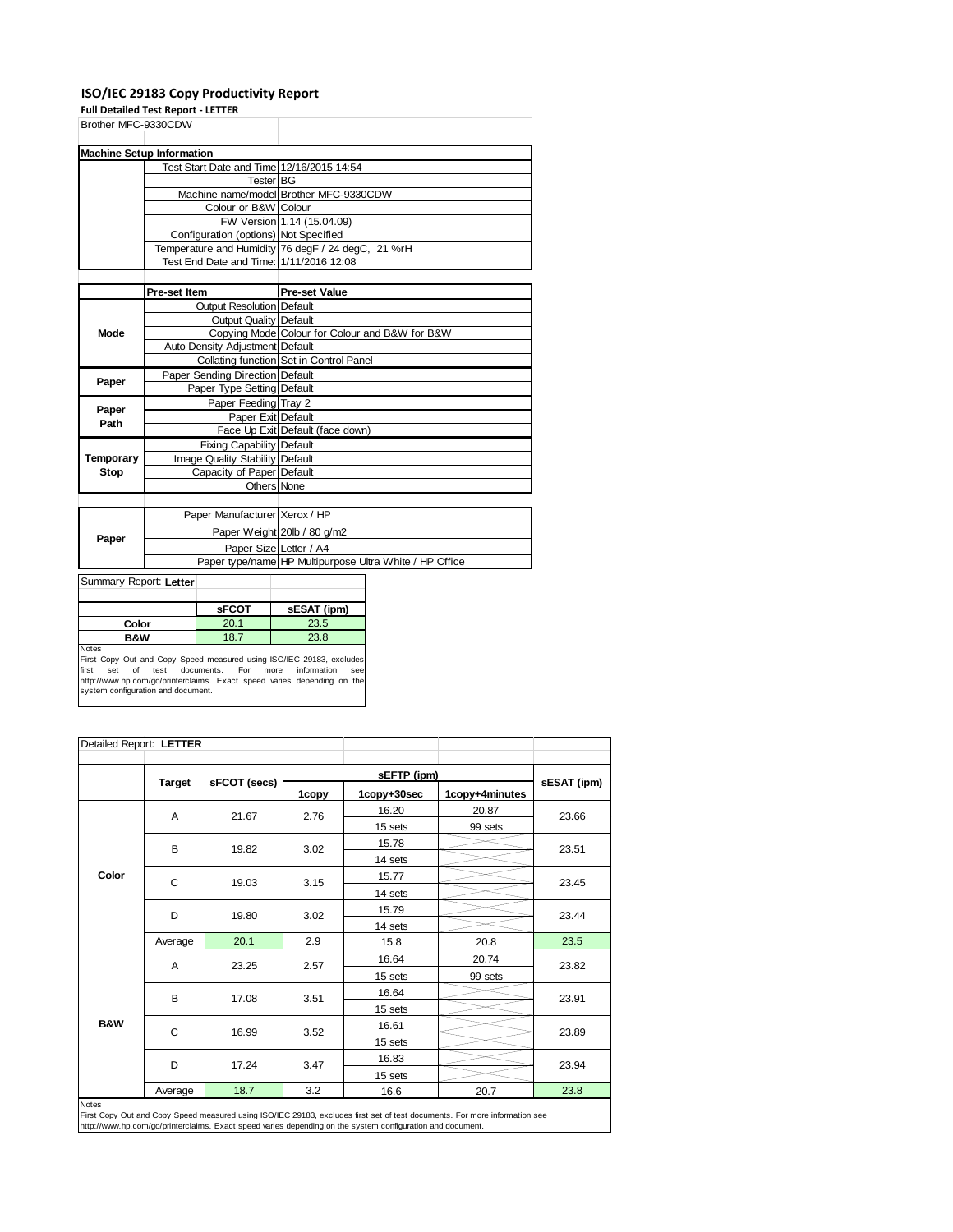# ISO/IEC 29183 Copy Productivity Report

**Full Detailed Test Report - LETTER**

Brother MFC-9330CDW

| Machine Setup Information | | |
|---|---|---|
| | Test Start Date and Time | 12/16/2015 14:54 |
| | Tester | BG |
| | Machine name/model | Brother MFC-9330CDW |
| | Colour or B&W | Colour |
| | FW Version | 1.14 (15.04.09) |
| | Configuration (options) | Not Specified |
| | Temperature and Humidity | 76 degF / 24 degC, 21 %rH |
| | Test End Date and Time: | 1/11/2016 12:08 |

| | Pre-set Item | Pre-set Value |
|---|---|---|
| Mode | Output Resolution | Default |
| | Output Quality | Default |
| | Copying Mode | Colour for Colour and B&W for B&W |
| | Auto Density Adjustment | Default |
| | Collating function | Set in Control Panel |
| Paper | Paper Sending Direction | Default |
| | Paper Type Setting | Default |
| Paper Path | Paper Feeding | Tray 2 |
| | Paper Exit | Default |
| | Face Up Exit | Default (face down) |
| Temporary Stop | Fixing Capability | Default |
| | Image Quality Stability | Default |
| | Capacity of Paper | Default |
| | Others | None |

| | | |
|---|---|---|
| Paper | Paper Manufacturer | Xerox / HP |
| | Paper Weight | 20lb / 80 g/m2 |
| | Paper Size | Letter / A4 |
| | Paper type/name | HP Multipurpose Ultra White / HP Office |

Summary Report: **Letter**

| | sFCOT | sESAT (ipm) |
|---|---|---|
| Color | 20.1 | 23.5 |
| B&W | 18.7 | 23.8 |

Notes
First Copy Out and Copy Speed measured using ISO/IEC 29183, excludes first set of test documents. For more information see http://www.hp.com/go/printerclaims. Exact speed varies depending on the system configuration and document.

Detailed Report: **LETTER**

| | Target | sFCOT (secs) | sEFTP (ipm) | | | sESAT (ipm) |
|---|---|---|---|---|---|---|
| | | | 1copy | 1copy+30sec | 1copy+4minutes | |
| Color | A | 21.67 | 2.76 | 16.20 | 20.87 | 23.66 |
| | | | | 15 sets | 99 sets | |
| | B | 19.82 | 3.02 | 15.78 | | 23.51 |
| | | | | 14 sets | | |
| | C | 19.03 | 3.15 | 15.77 | | 23.45 |
| | | | | 14 sets | | |
| | D | 19.80 | 3.02 | 15.79 | | 23.44 |
| | | | | 14 sets | | |
| | Average | 20.1 | 2.9 | 15.8 | 20.8 | 23.5 |
| B&W | A | 23.25 | 2.57 | 16.64 | 20.74 | 23.82 |
| | | | | 15 sets | 99 sets | |
| | B | 17.08 | 3.51 | 16.64 | | 23.91 |
| | | | | 15 sets | | |
| | C | 16.99 | 3.52 | 16.61 | | 23.89 |
| | | | | 15 sets | | |
| | D | 17.24 | 3.47 | 16.83 | | 23.94 |
| | | | | 15 sets | | |
| | Average | 18.7 | 3.2 | 16.6 | 20.7 | 23.8 |

Notes
First Copy Out and Copy Speed measured using ISO/IEC 29183, excludes first set of test documents. For more information see http://www.hp.com/go/printerclaims. Exact speed varies depending on the system configuration and document.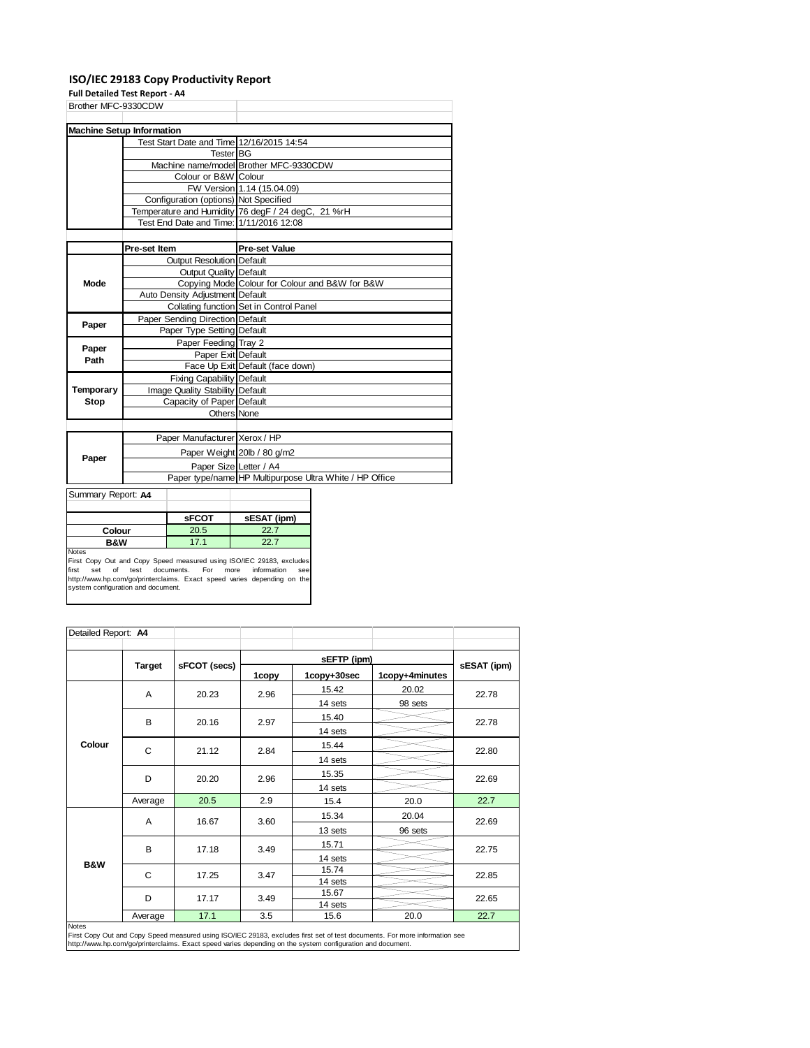# ISO/IEC 29183 Copy Productivity Report

**Full Detailed Test Report - A4**

Brother MFC-9330CDW

| **Machine Setup Information** | | |
|---|---|---|
| | Test Start Date and Time | 12/16/2015 14:54 |
| | Tester | BG |
| | Machine name/model | Brother MFC-9330CDW |
| | Colour or B&W | Colour |
| | FW Version | 1.14 (15.04.09) |
| | Configuration (options) | Not Specified |
| | Temperature and Humidity | 76 degF / 24 degC, 21 %rH |
| | Test End Date and Time: | 1/11/2016 12:08 |

| | Pre-set Item | Pre-set Value |
|---|---|---|
| **Mode** | Output Resolution | Default |
| | Output Quality | Default |
| | Copying Mode | Colour for Colour and B&W for B&W |
| | Auto Density Adjustment | Default |
| | Collating function | Set in Control Panel |
| **Paper** | Paper Sending Direction | Default |
| | Paper Type Setting | Default |
| **Paper Path** | Paper Feeding | Tray 2 |
| | Paper Exit | Default |
| | Face Up Exit | Default (face down) |
| **Temporary Stop** | Fixing Capability | Default |
| | Image Quality Stability | Default |
| | Capacity of Paper | Default |
| | Others | None |

| | | |
|---|---|---|
| **Paper** | Paper Manufacturer | Xerox / HP |
| | Paper Weight | 20lb / 80 g/m2 |
| | Paper Size | Letter / A4 |
| | Paper type/name | HP Multipurpose Ultra White / HP Office |

Summary Report: **A4**

| | sFCOT | sESAT (ipm) |
|---|---|---|
| **Colour** | 20.5 | 22.7 |
| **B&W** | 17.1 | 22.7 |

Notes
First Copy Out and Copy Speed measured using ISO/IEC 29183, excludes first set of test documents. For more information see http://www.hp.com/go/printerclaims. Exact speed varies depending on the system configuration and document.

Detailed Report: **A4**

| | Target | sFCOT (secs) | sEFTP (ipm) 1copy | sEFTP (ipm) 1copy+30sec | sEFTP (ipm) 1copy+4minutes | sESAT (ipm) |
|---|---|---|---|---|---|---|
| **Colour** | A | 20.23 | 2.96 | 15.42 / 14 sets | 20.02 / 98 sets | 22.78 |
| | B | 20.16 | 2.97 | 15.40 / 14 sets | | 22.78 |
| | C | 21.12 | 2.84 | 15.44 / 14 sets | | 22.80 |
| | D | 20.20 | 2.96 | 15.35 / 14 sets | | 22.69 |
| | Average | 20.5 | 2.9 | 15.4 | 20.0 | 22.7 |
| **B&W** | A | 16.67 | 3.60 | 15.34 / 13 sets | 20.04 / 96 sets | 22.69 |
| | B | 17.18 | 3.49 | 15.71 / 14 sets | | 22.75 |
| | C | 17.25 | 3.47 | 15.74 / 14 sets | | 22.85 |
| | D | 17.17 | 3.49 | 15.67 / 14 sets | | 22.65 |
| | Average | 17.1 | 3.5 | 15.6 | 20.0 | 22.7 |

Notes
First Copy Out and Copy Speed measured using ISO/IEC 29183, excludes first set of test documents. For more information see http://www.hp.com/go/printerclaims. Exact speed varies depending on the system configuration and document.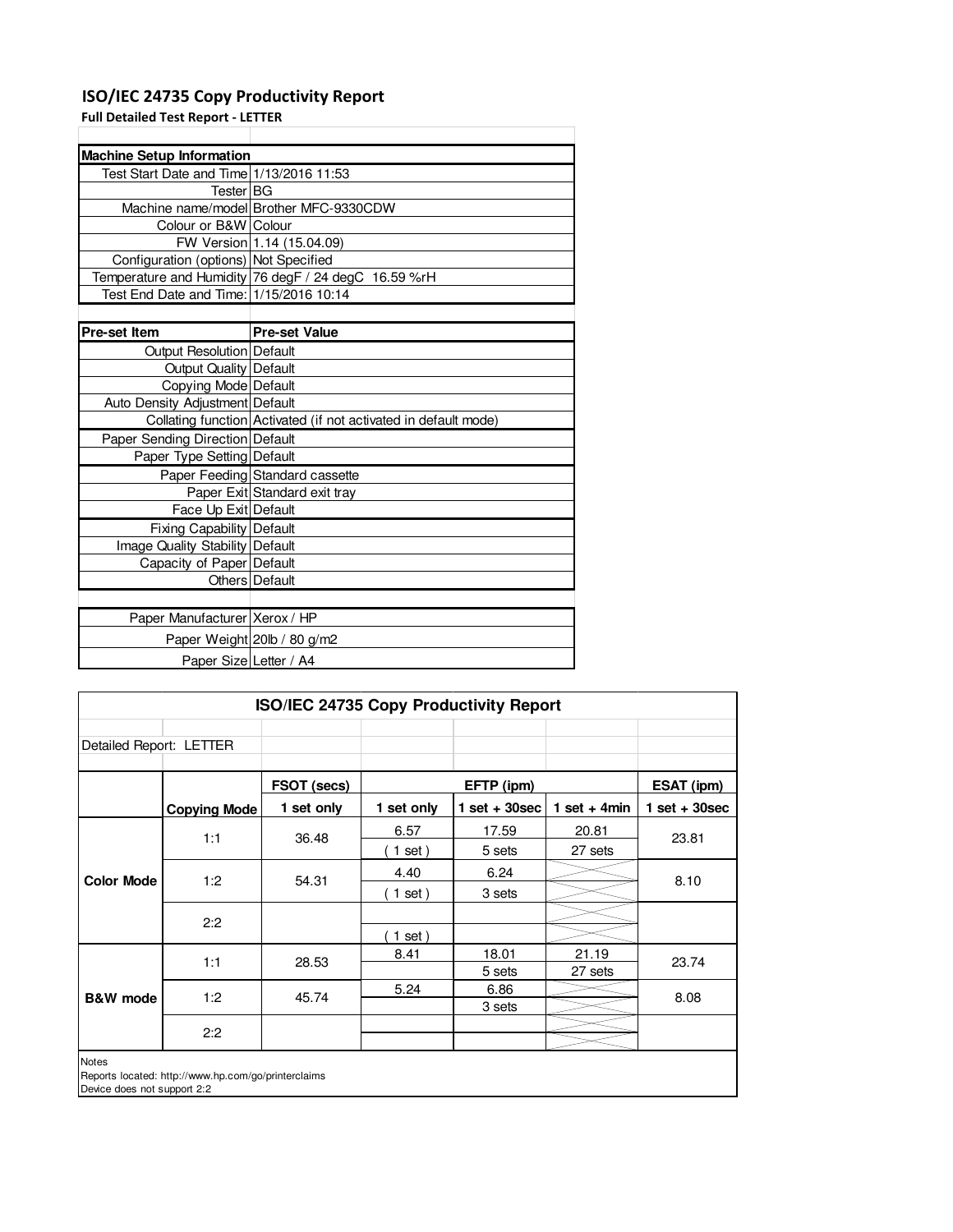# ISO/IEC 24735 Copy Productivity Report

**Full Detailed Test Report - LETTER**

| Machine Setup Information | |
|---|---|
| Test Start Date and Time | 1/13/2016 11:53 |
| Tester | BG |
| Machine name/model | Brother MFC-9330CDW |
| Colour or B&W | Colour |
| FW Version | 1.14 (15.04.09) |
| Configuration (options) | Not Specified |
| Temperature and Humidity | 76 degF / 24 degC 16.59 %rH |
| Test End Date and Time: | 1/15/2016 10:14 |

| Pre-set Item | Pre-set Value |
|---|---|
| Output Resolution | Default |
| Output Quality | Default |
| Copying Mode | Default |
| Auto Density Adjustment | Default |
| Collating function | Activated (if not activated in default mode) |
| Paper Sending Direction | Default |
| Paper Type Setting | Default |
| Paper Feeding | Standard cassette |
| Paper Exit | Standard exit tray |
| Face Up Exit | Default |
| Fixing Capability | Default |
| Image Quality Stability | Default |
| Capacity of Paper | Default |
| Others | Default |

| | |
|---|---|
| Paper Manufacturer | Xerox / HP |
| Paper Weight | 20lb / 80 g/m2 |
| Paper Size | Letter / A4 |

## ISO/IEC 24735 Copy Productivity Report

Detailed Report: LETTER

| | | FSOT (secs) | EFTP (ipm) | | | ESAT (ipm) |
|---|---|---|---|---|---|---|
| | **Copying Mode** | **1 set only** | **1 set only** | **1 set + 30sec** | **1 set + 4min** | **1 set + 30sec** |
| Color Mode | 1:1 | 36.48 | 6.57 ( 1 set ) | 17.59 5 sets | 20.81 27 sets | 23.81 |
| | 1:2 | 54.31 | 4.40 ( 1 set ) | 6.24 3 sets | | 8.10 |
| | 2:2 | | ( 1 set ) | | | |
| B&W mode | 1:1 | 28.53 | 8.41 | 18.01 5 sets | 21.19 27 sets | 23.74 |
| | 1:2 | 45.74 | 5.24 | 6.86 3 sets | | 8.08 |
| | 2:2 | | | | | |

Notes

Reports located: http://www.hp.com/go/printerclaims

Device does not support 2:2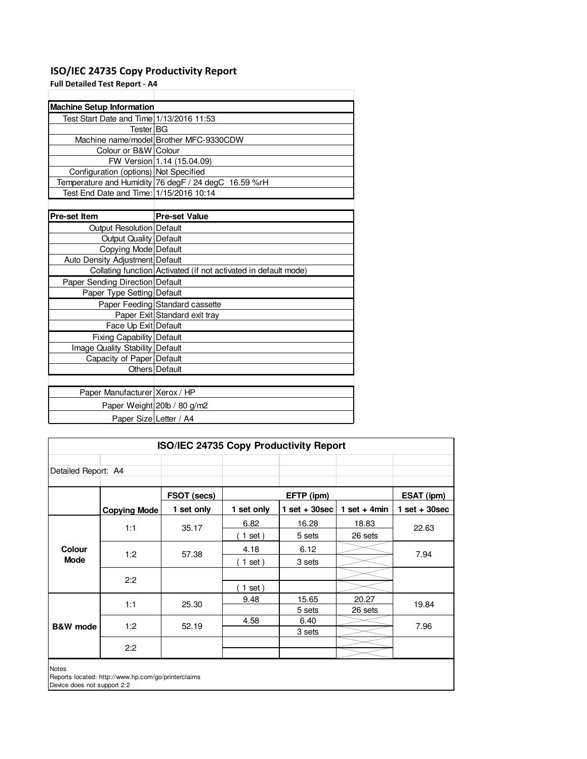## ISO/IEC 24735 Copy Productivity Report

**Full Detailed Test Report - A4**

| Machine Setup Information | |
|---|---|
| Test Start Date and Time | 1/13/2016 11:53 |
| Tester | BG |
| Machine name/model | Brother MFC-9330CDW |
| Colour or B&W | Colour |
| FW Version | 1.14 (15.04.09) |
| Configuration (options) | Not Specified |
| Temperature and Humidity | 76 degF / 24 degC 16.59 %rH |
| Test End Date and Time: | 1/15/2016 10:14 |

| Pre-set Item | Pre-set Value |
|---|---|
| Output Resolution | Default |
| Output Quality | Default |
| Copying Mode | Default |
| Auto Density Adjustment | Default |
| Collating function | Activated (if not activated in default mode) |
| Paper Sending Direction | Default |
| Paper Type Setting | Default |
| Paper Feeding | Standard cassette |
| Paper Exit | Standard exit tray |
| Face Up Exit | Default |
| Fixing Capability | Default |
| Image Quality Stability | Default |
| Capacity of Paper | Default |
| Others | Default |

| | |
|---|---|
| Paper Manufacturer | Xerox / HP |
| Paper Weight | 20lb / 80 g/m2 |
| Paper Size | Letter / A4 |

**ISO/IEC 24735 Copy Productivity Report**

Detailed Report: A4

| | | FSOT (secs) | EFTP (ipm) | | | ESAT (ipm) |
|---|---|---|---|---|---|---|
| | Copying Mode | 1 set only | 1 set only | 1 set + 30sec | 1 set + 4min | 1 set + 30sec |
| Colour Mode | 1:1 | 35.17 | 6.82 | 16.28 | 18.83 | 22.63 |
| | | | ( 1 set ) | 5 sets | 26 sets | |
| | 1:2 | 57.38 | 4.18 | 6.12 | | 7.94 |
| | | | ( 1 set ) | 3 sets | | |
| | 2:2 | | | | | |
| | | | ( 1 set ) | | | |
| B&W mode | 1:1 | 25.30 | 9.48 | 15.65 | 20.27 | 19.84 |
| | | | | 5 sets | 26 sets | |
| | 1:2 | 52.19 | 4.58 | 6.40 | | 7.96 |
| | | | | 3 sets | | |
| | 2:2 | | | | | |

Notes

Reports located: http://www.hp.com/go/printerclaims

Device does not support 2:2